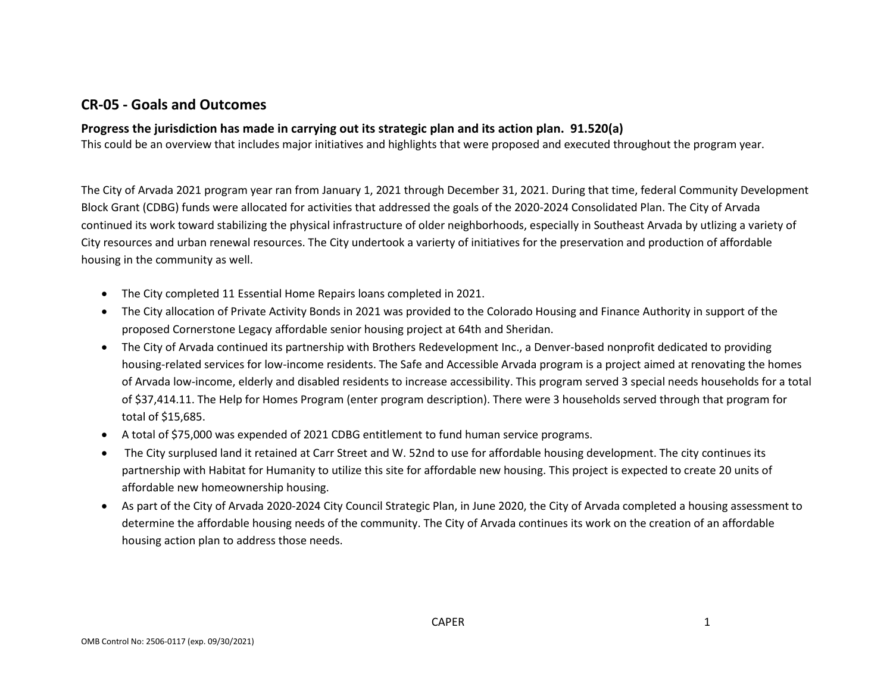## CR-05 - Goals and Outcomes

### Progress the jurisdiction has made in carrying out its strategic plan and its action plan. 91.520(a)

This could be an overview that includes major initiatives and highlights that were proposed and executed throughout the program year.

The City of Arvada 2021 program year ran from January 1, 2021 through December 31, 2021. During that time, federal Community Development Block Grant (CDBG) funds were allocated for activities that addressed the goals of the 2020-2024 Consolidated Plan. The City of Arvada continued its work toward stabilizing the physical infrastructure of older neighborhoods, especially in Southeast Arvada by utlizing a variety of City resources and urban renewal resources. The City undertook a varierty of initiatives for the preservation and production of affordable housing in the community as well.

- The City completed 11 Essential Home Repairs loans completed in 2021.
- The City allocation of Private Activity Bonds in 2021 was provided to the Colorado Housing and Finance Authority in support of the proposed Cornerstone Legacy affordable senior housing project at 64th and Sheridan.
- The City of Arvada continued its partnership with Brothers Redevelopment Inc., a Denver-based nonprofit dedicated to providing housing-related services for low-income residents. The Safe and Accessible Arvada program is a project aimed at renovating the homes of Arvada low-income, elderly and disabled residents to increase accessibility. This program served 3 special needs households for a total of $37,414.11. The Help for Homes Program (enter program description). There were 3 households served through that program for total of $15,685.
- A total of $75,000 was expended of 2021 CDBG entitlement to fund human service programs.
- The City surplused land it retained at Carr Street and W. 52nd to use for affordable housing development. The city continues its partnership with Habitat for Humanity to utilize this site for affordable new housing. This project is expected to create 20 units of affordable new homeownership housing.
- As part of the City of Arvada 2020-2024 City Council Strategic Plan, in June 2020, the City of Arvada completed a housing assessment to determine the affordable housing needs of the community. The City of Arvada continues its work on the creation of an affordable housing action plan to address those needs.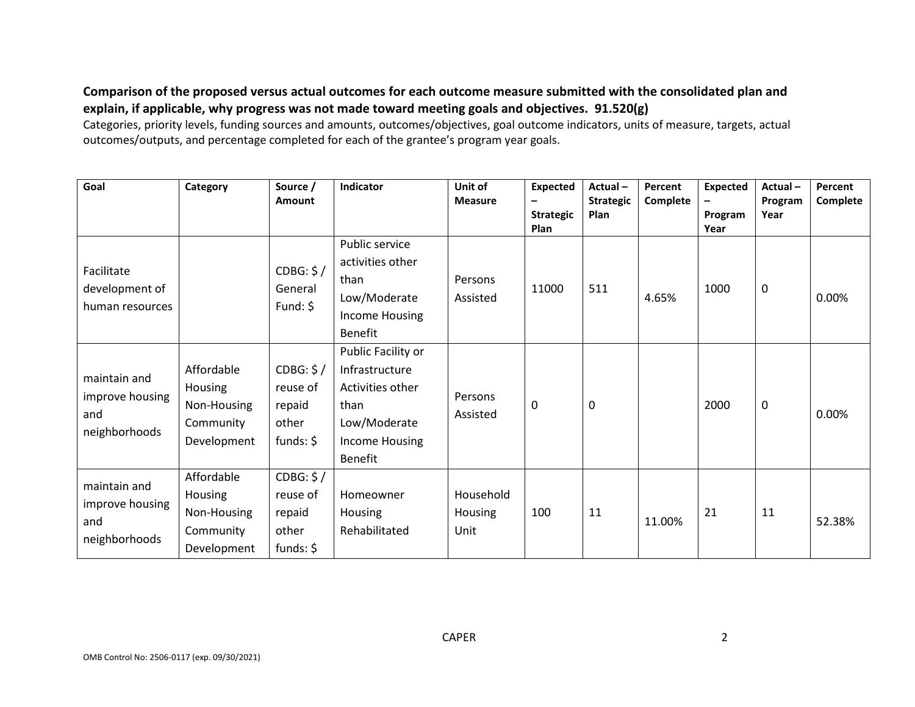**Comparison of the proposed versus actual outcomes for each outcome measure submitted with the consolidated plan and explain, if applicable, why progress was not made toward meeting goals and objectives. 91.520(g)**

Categories, priority levels, funding sources and amounts, outcomes/objectives, goal outcome indicators, units of measure, targets, actual outcomes/outputs, and percentage completed for each of the grantee's program year goals.

| Goal | Category | Source / Amount | Indicator | Unit of Measure | Expected – Strategic Plan | Actual – Strategic Plan | Percent Complete | Expected – Program Year | Actual – Program Year | Percent Complete |
|---|---|---|---|---|---|---|---|---|---|---|
| Facilitate development of human resources | | CDBG: $ / General Fund: $ | Public service activities other than Low/Moderate Income Housing Benefit | Persons Assisted | 11000 | 511 | 4.65% | 1000 | 0 | 0.00% |
| maintain and improve housing and neighborhoods | Affordable Housing Non-Housing Community Development | CDBG: $ / reuse of repaid other funds: $ | Public Facility or Infrastructure Activities other than Low/Moderate Income Housing Benefit | Persons Assisted | 0 | 0 | | 2000 | 0 | 0.00% |
| maintain and improve housing and neighborhoods | Affordable Housing Non-Housing Community Development | CDBG: $ / reuse of repaid other funds: $ | Homeowner Housing Rehabilitated | Household Housing Unit | 100 | 11 | 11.00% | 21 | 11 | 52.38% |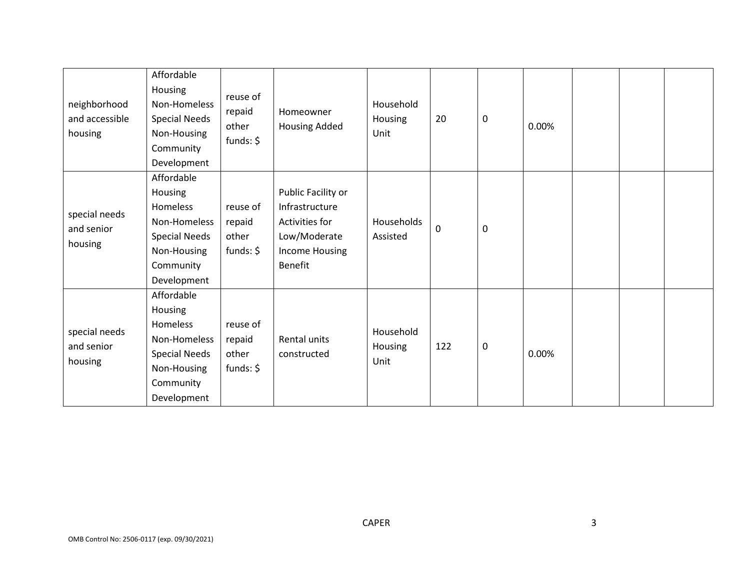| | | | | | | | | | | |
|---|---|---|---|---|---|---|---|---|---|---|
| neighborhood and accessible housing | Affordable Housing Non-Homeless Special Needs Non-Housing Community Development | reuse of repaid other funds: $ | Homeowner Housing Added | Household Housing Unit | 20 | 0 | 0.00% | | | |
| special needs and senior housing | Affordable Housing Homeless Non-Homeless Special Needs Non-Housing Community Development | reuse of repaid other funds: $ | Public Facility or Infrastructure Activities for Low/Moderate Income Housing Benefit | Households Assisted | 0 | 0 | | | | |
| special needs and senior housing | Affordable Housing Homeless Non-Homeless Special Needs Non-Housing Community Development | reuse of repaid other funds: $ | Rental units constructed | Household Housing Unit | 122 | 0 | 0.00% | | | |

CAPER

OMB Control No: 2506-0117 (exp. 09/30/2021)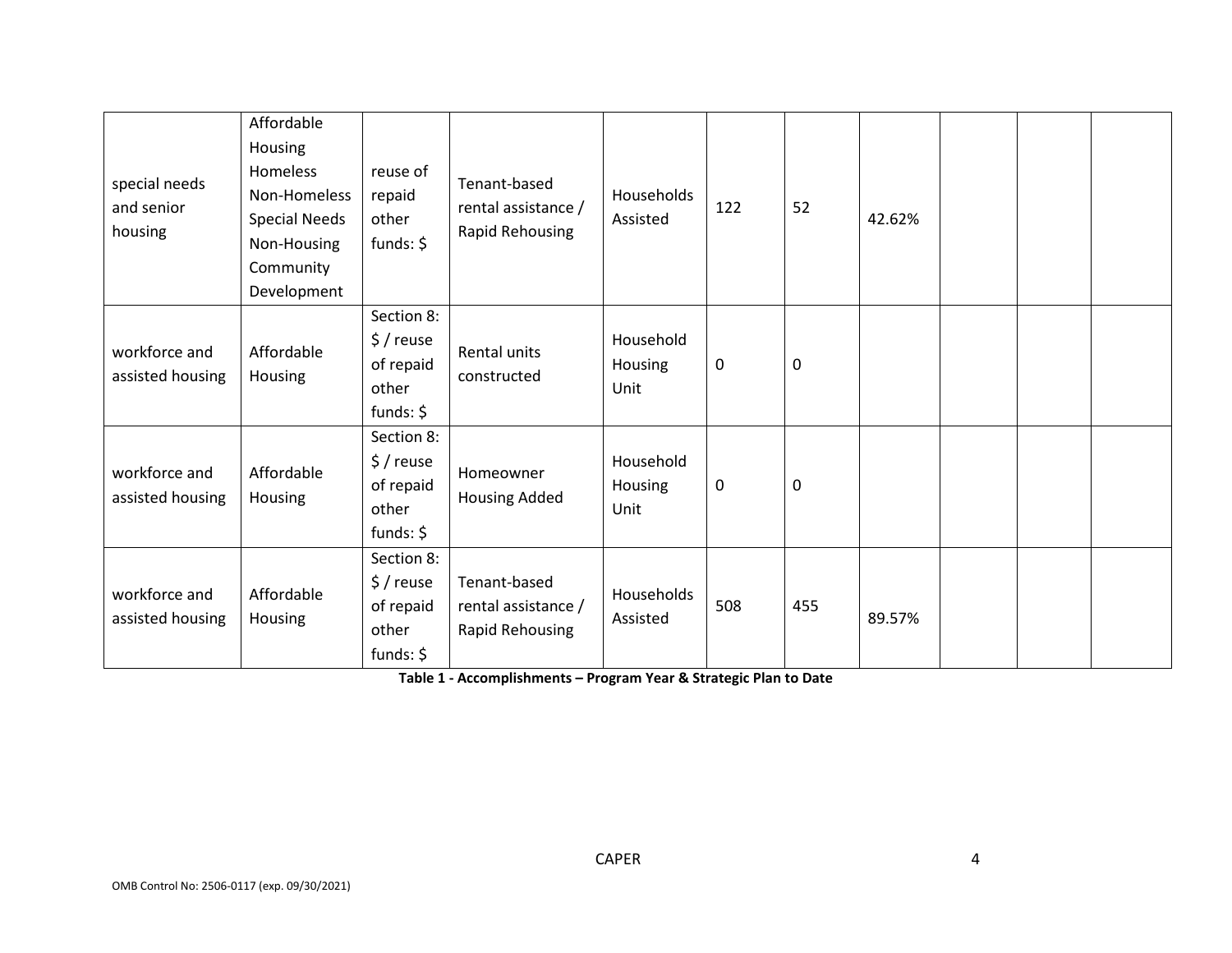| | | | | | | | | | | |
|---|---|---|---|---|---|---|---|---|---|---|
| special needs and senior housing | Affordable Housing Homeless Non-Homeless Special Needs Non-Housing Community Development | reuse of repaid other funds: $ | Tenant-based rental assistance / Rapid Rehousing | Households Assisted | 122 | 52 | 42.62% | | | |
| workforce and assisted housing | Affordable Housing | Section 8: $ / reuse of repaid other funds: $ | Rental units constructed | Household Housing Unit | 0 | 0 | | | | |
| workforce and assisted housing | Affordable Housing | Section 8: $ / reuse of repaid other funds: $ | Homeowner Housing Added | Household Housing Unit | 0 | 0 | | | | |
| workforce and assisted housing | Affordable Housing | Section 8: $ / reuse of repaid other funds: $ | Tenant-based rental assistance / Rapid Rehousing | Households Assisted | 508 | 455 | 89.57% | | | |

**Table 1 - Accomplishments – Program Year & Strategic Plan to Date**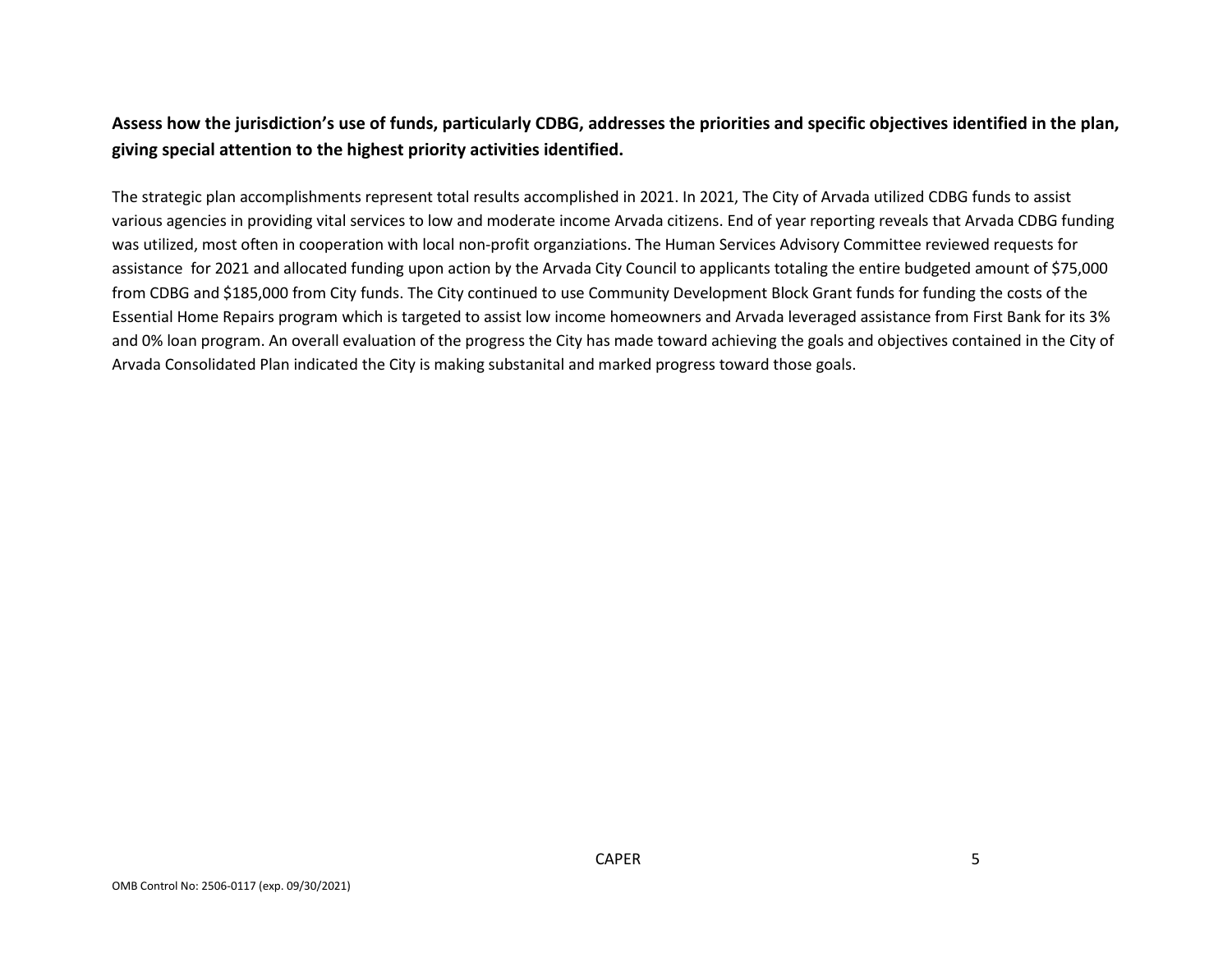**Assess how the jurisdiction's use of funds, particularly CDBG, addresses the priorities and specific objectives identified in the plan, giving special attention to the highest priority activities identified.**

The strategic plan accomplishments represent total results accomplished in 2021. In 2021, The City of Arvada utilized CDBG funds to assist various agencies in providing vital services to low and moderate income Arvada citizens. End of year reporting reveals that Arvada CDBG funding was utilized, most often in cooperation with local non-profit organziations. The Human Services Advisory Committee reviewed requests for assistance for 2021 and allocated funding upon action by the Arvada City Council to applicants totaling the entire budgeted amount of $75,000 from CDBG and $185,000 from City funds. The City continued to use Community Development Block Grant funds for funding the costs of the Essential Home Repairs program which is targeted to assist low income homeowners and Arvada leveraged assistance from First Bank for its 3% and 0% loan program. An overall evaluation of the progress the City has made toward achieving the goals and objectives contained in the City of Arvada Consolidated Plan indicated the City is making substanital and marked progress toward those goals.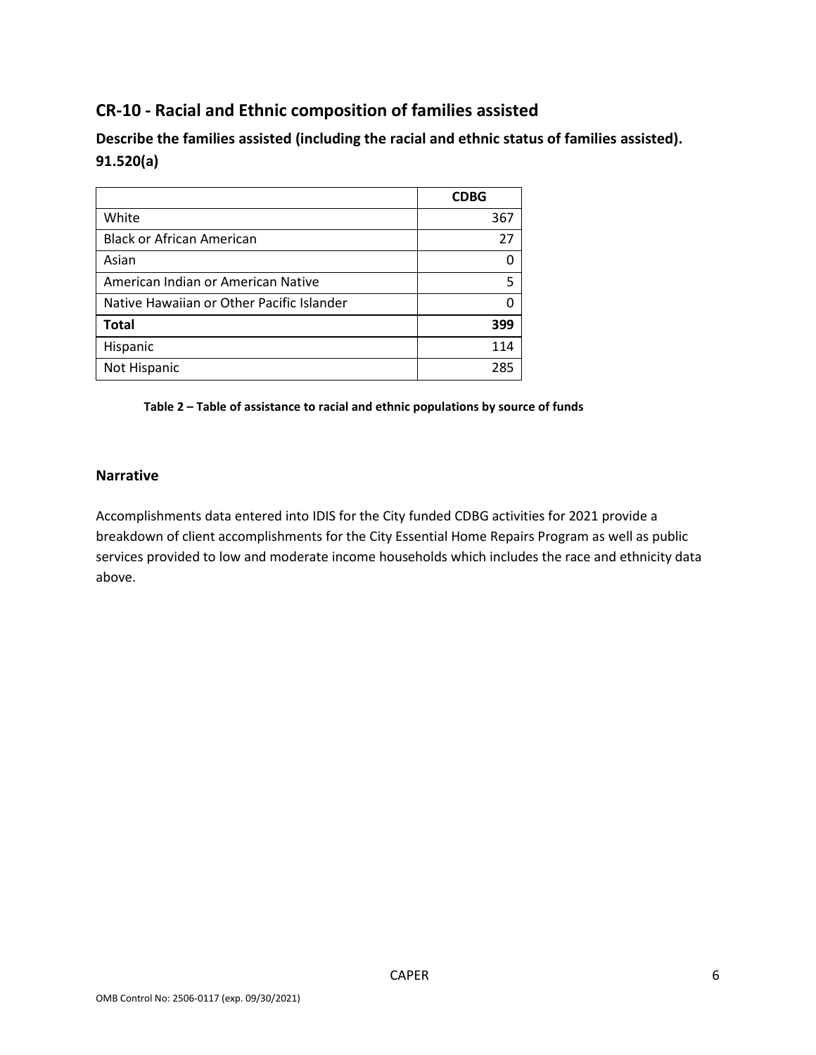## CR-10 - Racial and Ethnic composition of families assisted

### Describe the families assisted (including the racial and ethnic status of families assisted). 91.520(a)

| | CDBG |
|---|---|
| White | 367 |
| Black or African American | 27 |
| Asian | 0 |
| American Indian or American Native | 5 |
| Native Hawaiian or Other Pacific Islander | 0 |
| **Total** | **399** |
| Hispanic | 114 |
| Not Hispanic | 285 |

**Table 2 – Table of assistance to racial and ethnic populations by source of funds**

### Narrative

Accomplishments data entered into IDIS for the City funded CDBG activities for 2021 provide a breakdown of client accomplishments for the City Essential Home Repairs Program as well as public services provided to low and moderate income households which includes the race and ethnicity data above.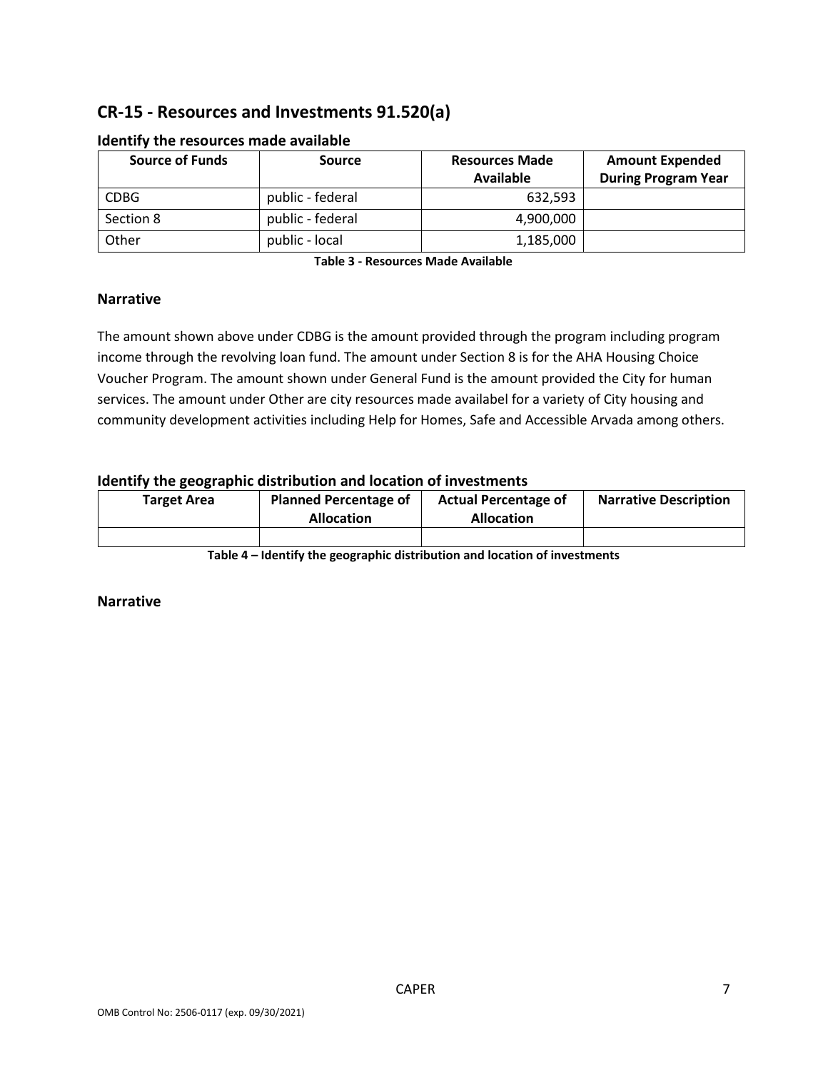## CR-15 - Resources and Investments 91.520(a)

### Identify the resources made available

| Source of Funds | Source | Resources Made Available | Amount Expended During Program Year |
|---|---|---|---|
| CDBG | public - federal | 632,593 | |
| Section 8 | public - federal | 4,900,000 | |
| Other | public - local | 1,185,000 | |

**Table 3 - Resources Made Available**

### Narrative

The amount shown above under CDBG is the amount provided through the program including program income through the revolving loan fund. The amount under Section 8 is for the AHA Housing Choice Voucher Program. The amount shown under General Fund is the amount provided the City for human services. The amount under Other are city resources made availabel for a variety of City housing and community development activities including Help for Homes, Safe and Accessible Arvada among others.

### Identify the geographic distribution and location of investments

| Target Area | Planned Percentage of Allocation | Actual Percentage of Allocation | Narrative Description |
|---|---|---|---|
| | | | |

**Table 4 – Identify the geographic distribution and location of investments**

### Narrative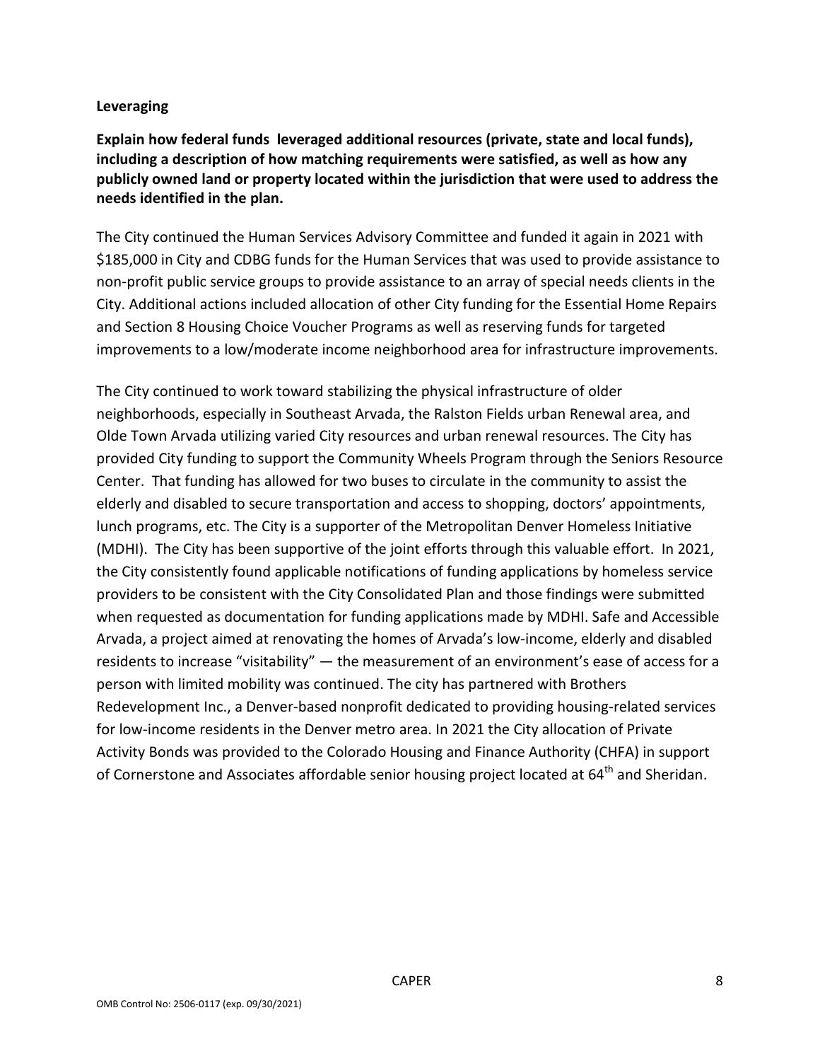**Leveraging**

**Explain how federal funds leveraged additional resources (private, state and local funds), including a description of how matching requirements were satisfied, as well as how any publicly owned land or property located within the jurisdiction that were used to address the needs identified in the plan.**

The City continued the Human Services Advisory Committee and funded it again in 2021 with $185,000 in City and CDBG funds for the Human Services that was used to provide assistance to non-profit public service groups to provide assistance to an array of special needs clients in the City. Additional actions included allocation of other City funding for the Essential Home Repairs and Section 8 Housing Choice Voucher Programs as well as reserving funds for targeted improvements to a low/moderate income neighborhood area for infrastructure improvements.

The City continued to work toward stabilizing the physical infrastructure of older neighborhoods, especially in Southeast Arvada, the Ralston Fields urban Renewal area, and Olde Town Arvada utilizing varied City resources and urban renewal resources. The City has provided City funding to support the Community Wheels Program through the Seniors Resource Center. That funding has allowed for two buses to circulate in the community to assist the elderly and disabled to secure transportation and access to shopping, doctors' appointments, lunch programs, etc. The City is a supporter of the Metropolitan Denver Homeless Initiative (MDHI). The City has been supportive of the joint efforts through this valuable effort. In 2021, the City consistently found applicable notifications of funding applications by homeless service providers to be consistent with the City Consolidated Plan and those findings were submitted when requested as documentation for funding applications made by MDHI. Safe and Accessible Arvada, a project aimed at renovating the homes of Arvada's low-income, elderly and disabled residents to increase "visitability" — the measurement of an environment's ease of access for a person with limited mobility was continued. The city has partnered with Brothers Redevelopment Inc., a Denver-based nonprofit dedicated to providing housing-related services for low-income residents in the Denver metro area. In 2021 the City allocation of Private Activity Bonds was provided to the Colorado Housing and Finance Authority (CHFA) in support of Cornerstone and Associates affordable senior housing project located at 64th and Sheridan.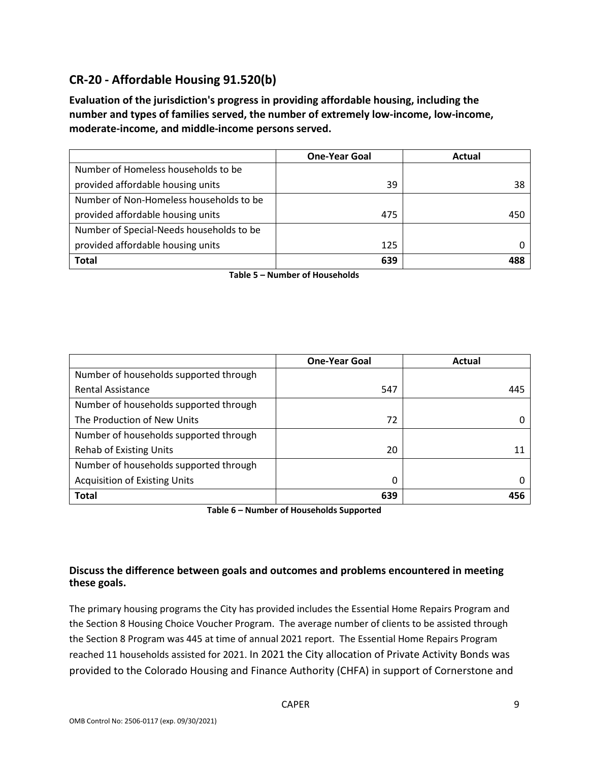## CR-20 - Affordable Housing 91.520(b)

**Evaluation of the jurisdiction's progress in providing affordable housing, including the number and types of families served, the number of extremely low-income, low-income, moderate-income, and middle-income persons served.**

| | One-Year Goal | Actual |
|---|---|---|
| Number of Homeless households to be provided affordable housing units | 39 | 38 |
| Number of Non-Homeless households to be provided affordable housing units | 475 | 450 |
| Number of Special-Needs households to be provided affordable housing units | 125 | 0 |
| **Total** | **639** | **488** |

**Table 5 – Number of Households**

| | One-Year Goal | Actual |
|---|---|---|
| Number of households supported through Rental Assistance | 547 | 445 |
| Number of households supported through The Production of New Units | 72 | 0 |
| Number of households supported through Rehab of Existing Units | 20 | 11 |
| Number of households supported through Acquisition of Existing Units | 0 | 0 |
| **Total** | **639** | **456** |

**Table 6 – Number of Households Supported**

**Discuss the difference between goals and outcomes and problems encountered in meeting these goals.**

The primary housing programs the City has provided includes the Essential Home Repairs Program and the Section 8 Housing Choice Voucher Program. The average number of clients to be assisted through the Section 8 Program was 445 at time of annual 2021 report. The Essential Home Repairs Program reached 11 households assisted for 2021. In 2021 the City allocation of Private Activity Bonds was provided to the Colorado Housing and Finance Authority (CHFA) in support of Cornerstone and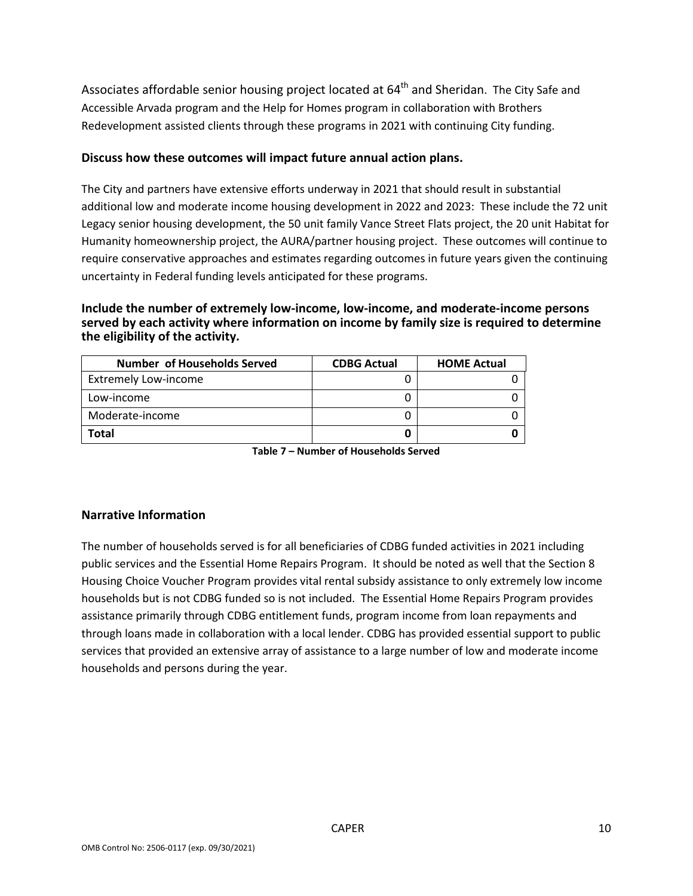Associates affordable senior housing project located at 64th and Sheridan. The City Safe and Accessible Arvada program and the Help for Homes program in collaboration with Brothers Redevelopment assisted clients through these programs in 2021 with continuing City funding.

### Discuss how these outcomes will impact future annual action plans.

The City and partners have extensive efforts underway in 2021 that should result in substantial additional low and moderate income housing development in 2022 and 2023: These include the 72 unit Legacy senior housing development, the 50 unit family Vance Street Flats project, the 20 unit Habitat for Humanity homeownership project, the AURA/partner housing project. These outcomes will continue to require conservative approaches and estimates regarding outcomes in future years given the continuing uncertainty in Federal funding levels anticipated for these programs.

### Include the number of extremely low-income, low-income, and moderate-income persons served by each activity where information on income by family size is required to determine the eligibility of the activity.

| Number of Households Served | CDBG Actual | HOME Actual |
|---|---|---|
| Extremely Low-income | 0 | 0 |
| Low-income | 0 | 0 |
| Moderate-income | 0 | 0 |
| **Total** | **0** | **0** |

**Table 7 – Number of Households Served**

### Narrative Information

The number of households served is for all beneficiaries of CDBG funded activities in 2021 including public services and the Essential Home Repairs Program. It should be noted as well that the Section 8 Housing Choice Voucher Program provides vital rental subsidy assistance to only extremely low income households but is not CDBG funded so is not included. The Essential Home Repairs Program provides assistance primarily through CDBG entitlement funds, program income from loan repayments and through loans made in collaboration with a local lender. CDBG has provided essential support to public services that provided an extensive array of assistance to a large number of low and moderate income households and persons during the year.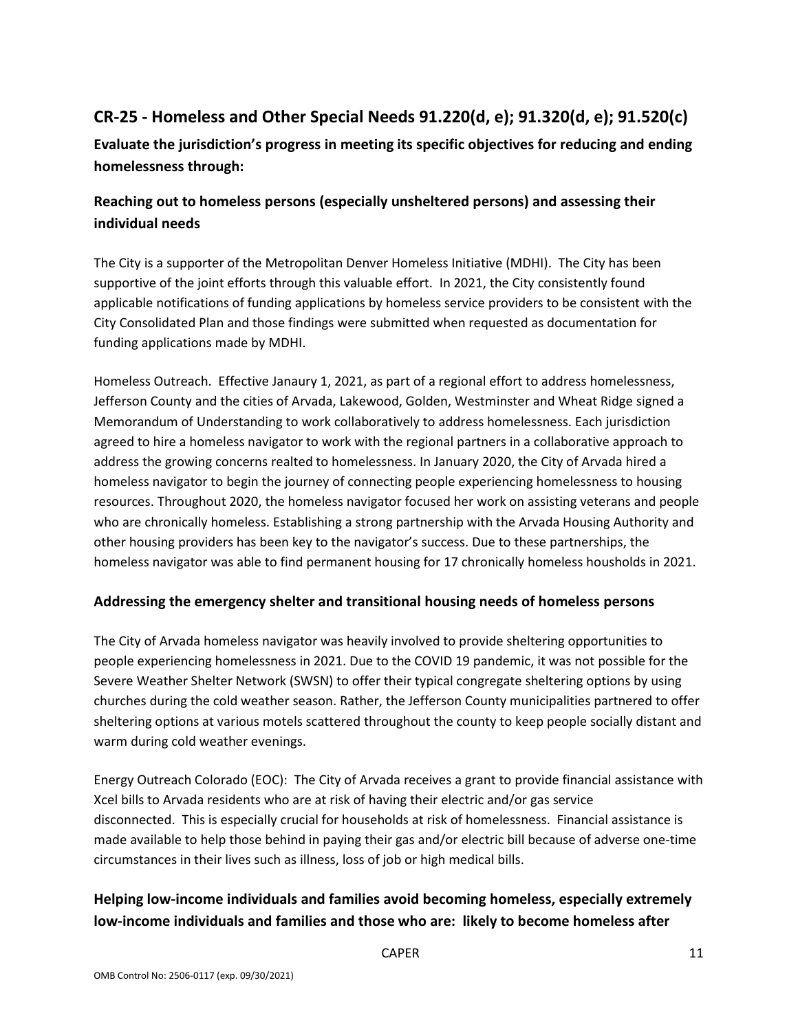## CR-25 - Homeless and Other Special Needs 91.220(d, e); 91.320(d, e); 91.520(c)

**Evaluate the jurisdiction's progress in meeting its specific objectives for reducing and ending homelessness through:**

### Reaching out to homeless persons (especially unsheltered persons) and assessing their individual needs

The City is a supporter of the Metropolitan Denver Homeless Initiative (MDHI). The City has been supportive of the joint efforts through this valuable effort. In 2021, the City consistently found applicable notifications of funding applications by homeless service providers to be consistent with the City Consolidated Plan and those findings were submitted when requested as documentation for funding applications made by MDHI.

Homeless Outreach. Effective Janaury 1, 2021, as part of a regional effort to address homelessness, Jefferson County and the cities of Arvada, Lakewood, Golden, Westminster and Wheat Ridge signed a Memorandum of Understanding to work collaboratively to address homelessness. Each jurisdiction agreed to hire a homeless navigator to work with the regional partners in a collaborative approach to address the growing concerns realted to homelessness. In January 2020, the City of Arvada hired a homeless navigator to begin the journey of connecting people experiencing homelessness to housing resources. Throughout 2020, the homeless navigator focused her work on assisting veterans and people who are chronically homeless. Establishing a strong partnership with the Arvada Housing Authority and other housing providers has been key to the navigator's success. Due to these partnerships, the homeless navigator was able to find permanent housing for 17 chronically homeless housholds in 2021.

### Addressing the emergency shelter and transitional housing needs of homeless persons

The City of Arvada homeless navigator was heavily involved to provide sheltering opportunities to people experiencing homelessness in 2021. Due to the COVID 19 pandemic, it was not possible for the Severe Weather Shelter Network (SWSN) to offer their typical congregate sheltering options by using churches during the cold weather season. Rather, the Jefferson County municipalities partnered to offer sheltering options at various motels scattered throughout the county to keep people socially distant and warm during cold weather evenings.

Energy Outreach Colorado (EOC): The City of Arvada receives a grant to provide financial assistance with Xcel bills to Arvada residents who are at risk of having their electric and/or gas service disconnected. This is especially crucial for households at risk of homelessness. Financial assistance is made available to help those behind in paying their gas and/or electric bill because of adverse one-time circumstances in their lives such as illness, loss of job or high medical bills.

### Helping low-income individuals and families avoid becoming homeless, especially extremely low-income individuals and families and those who are: likely to become homeless after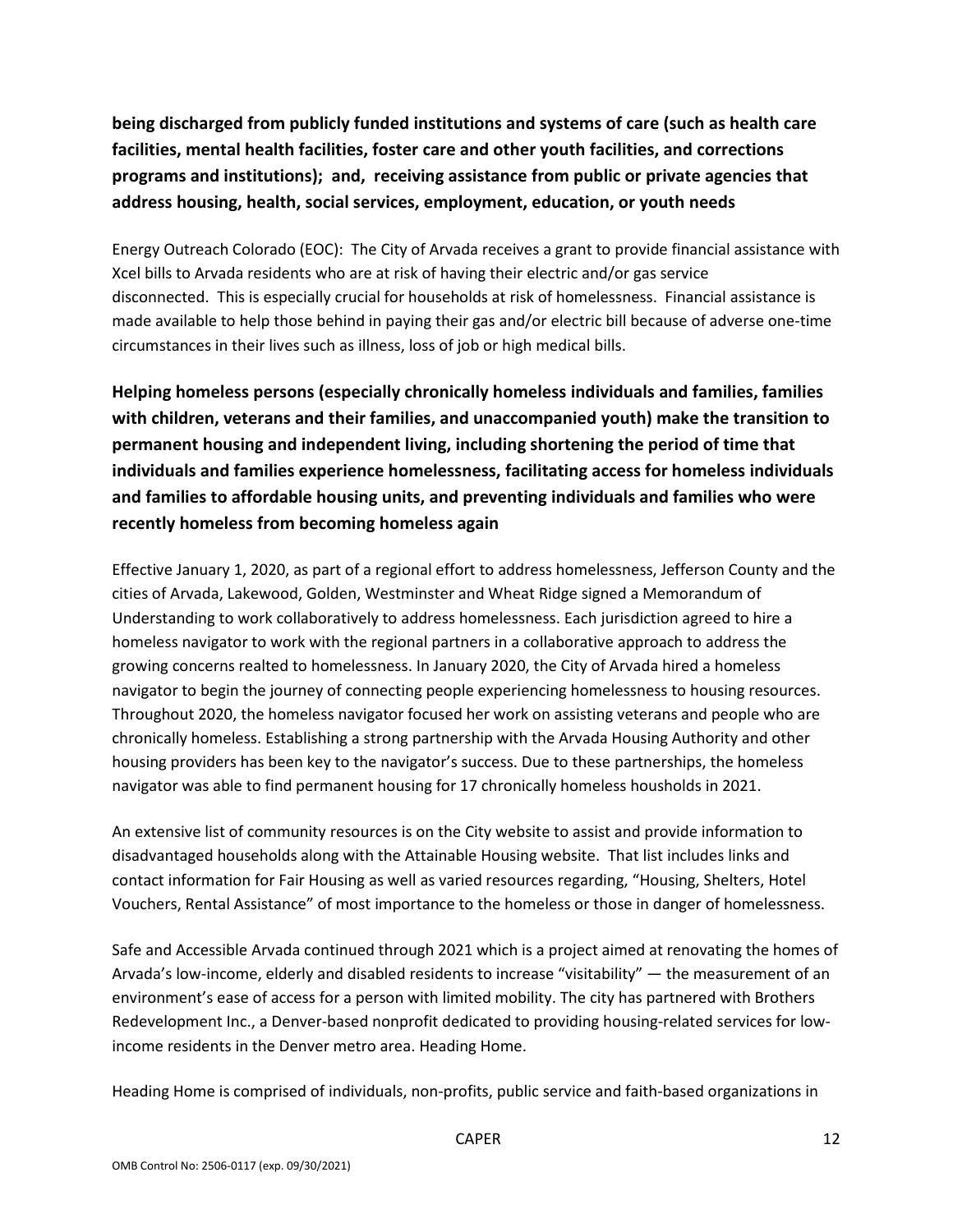**being discharged from publicly funded institutions and systems of care (such as health care facilities, mental health facilities, foster care and other youth facilities, and corrections programs and institutions); and, receiving assistance from public or private agencies that address housing, health, social services, employment, education, or youth needs**

Energy Outreach Colorado (EOC): The City of Arvada receives a grant to provide financial assistance with Xcel bills to Arvada residents who are at risk of having their electric and/or gas service disconnected. This is especially crucial for households at risk of homelessness. Financial assistance is made available to help those behind in paying their gas and/or electric bill because of adverse one-time circumstances in their lives such as illness, loss of job or high medical bills.

**Helping homeless persons (especially chronically homeless individuals and families, families with children, veterans and their families, and unaccompanied youth) make the transition to permanent housing and independent living, including shortening the period of time that individuals and families experience homelessness, facilitating access for homeless individuals and families to affordable housing units, and preventing individuals and families who were recently homeless from becoming homeless again**

Effective January 1, 2020, as part of a regional effort to address homelessness, Jefferson County and the cities of Arvada, Lakewood, Golden, Westminster and Wheat Ridge signed a Memorandum of Understanding to work collaboratively to address homelessness. Each jurisdiction agreed to hire a homeless navigator to work with the regional partners in a collaborative approach to address the growing concerns realted to homelessness. In January 2020, the City of Arvada hired a homeless navigator to begin the journey of connecting people experiencing homelessness to housing resources. Throughout 2020, the homeless navigator focused her work on assisting veterans and people who are chronically homeless. Establishing a strong partnership with the Arvada Housing Authority and other housing providers has been key to the navigator's success. Due to these partnerships, the homeless navigator was able to find permanent housing for 17 chronically homeless housholds in 2021.

An extensive list of community resources is on the City website to assist and provide information to disadvantaged households along with the Attainable Housing website. That list includes links and contact information for Fair Housing as well as varied resources regarding, "Housing, Shelters, Hotel Vouchers, Rental Assistance" of most importance to the homeless or those in danger of homelessness.

Safe and Accessible Arvada continued through 2021 which is a project aimed at renovating the homes of Arvada's low-income, elderly and disabled residents to increase "visitability" — the measurement of an environment's ease of access for a person with limited mobility. The city has partnered with Brothers Redevelopment Inc., a Denver-based nonprofit dedicated to providing housing-related services for low-income residents in the Denver metro area. Heading Home.

Heading Home is comprised of individuals, non-profits, public service and faith-based organizations in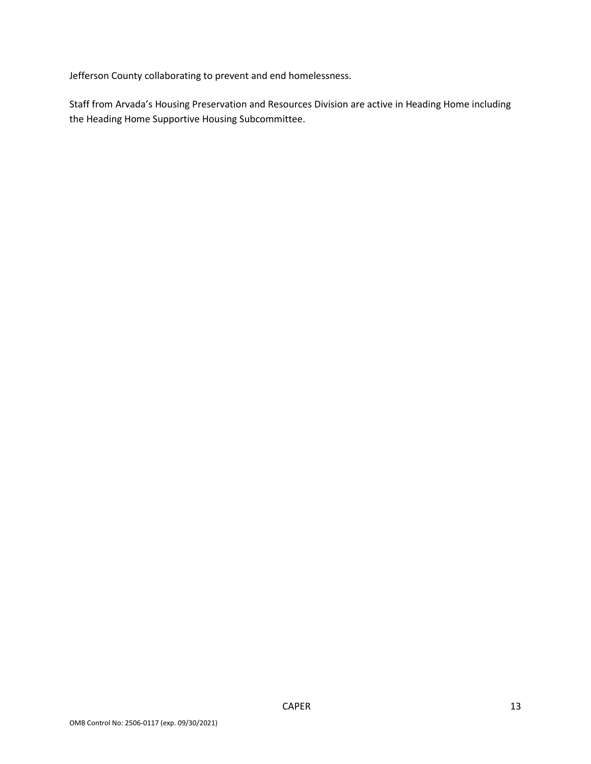Jefferson County collaborating to prevent and end homelessness.

Staff from Arvada's Housing Preservation and Resources Division are active in Heading Home including the Heading Home Supportive Housing Subcommittee.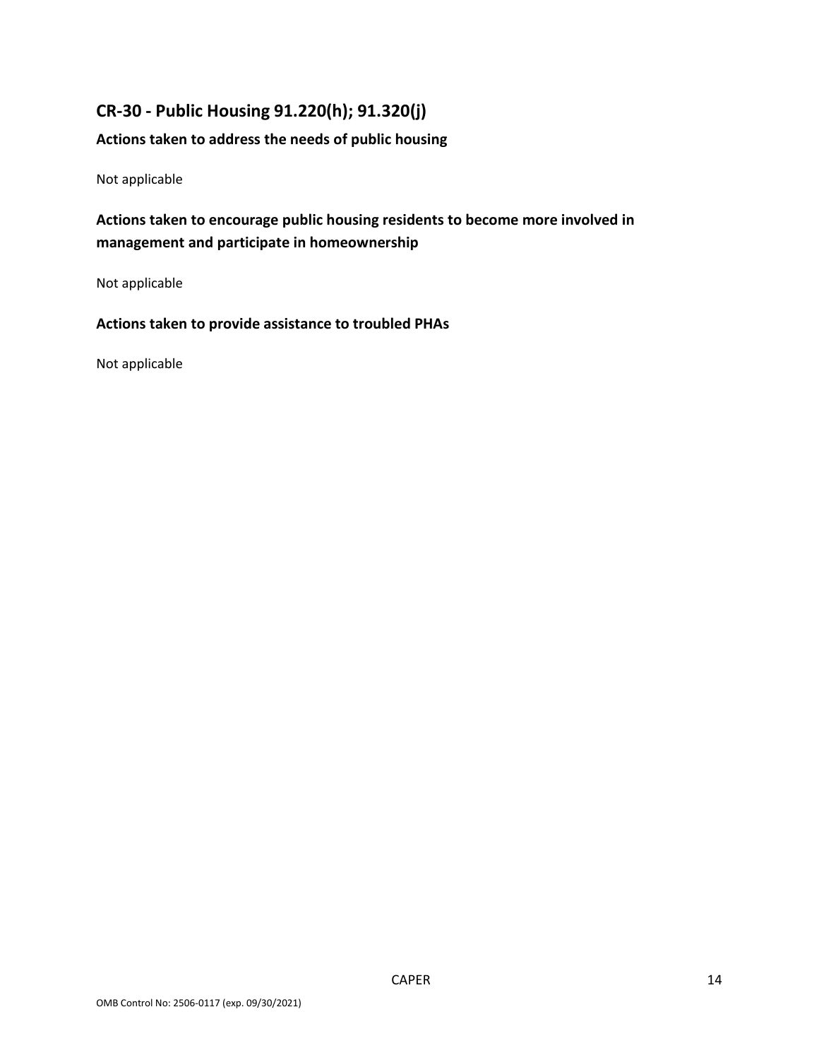## CR-30 - Public Housing 91.220(h); 91.320(j)

### Actions taken to address the needs of public housing

Not applicable

### Actions taken to encourage public housing residents to become more involved in management and participate in homeownership

Not applicable

### Actions taken to provide assistance to troubled PHAs

Not applicable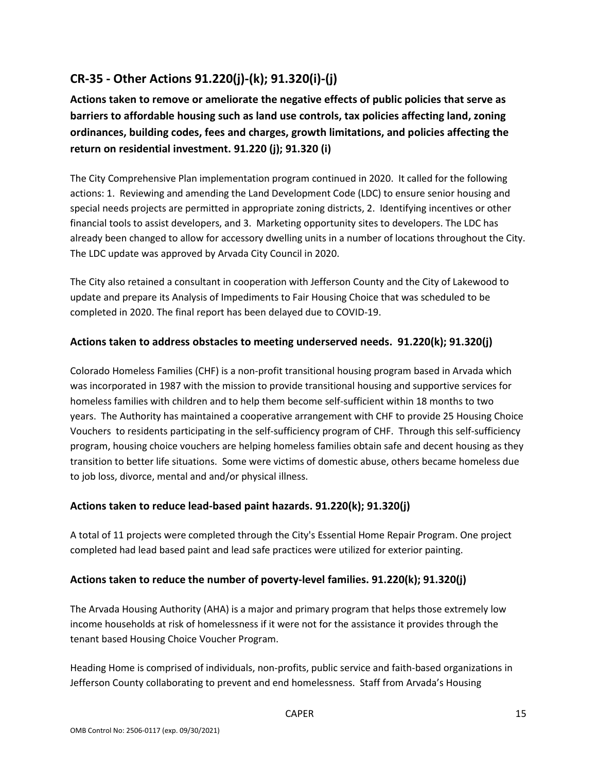## CR-35 - Other Actions 91.220(j)-(k); 91.320(i)-(j)

**Actions taken to remove or ameliorate the negative effects of public policies that serve as barriers to affordable housing such as land use controls, tax policies affecting land, zoning ordinances, building codes, fees and charges, growth limitations, and policies affecting the return on residential investment. 91.220 (j); 91.320 (i)**

The City Comprehensive Plan implementation program continued in 2020. It called for the following actions: 1. Reviewing and amending the Land Development Code (LDC) to ensure senior housing and special needs projects are permitted in appropriate zoning districts, 2. Identifying incentives or other financial tools to assist developers, and 3. Marketing opportunity sites to developers. The LDC has already been changed to allow for accessory dwelling units in a number of locations throughout the City. The LDC update was approved by Arvada City Council in 2020.

The City also retained a consultant in cooperation with Jefferson County and the City of Lakewood to update and prepare its Analysis of Impediments to Fair Housing Choice that was scheduled to be completed in 2020. The final report has been delayed due to COVID-19.

### Actions taken to address obstacles to meeting underserved needs. 91.220(k); 91.320(j)

Colorado Homeless Families (CHF) is a non-profit transitional housing program based in Arvada which was incorporated in 1987 with the mission to provide transitional housing and supportive services for homeless families with children and to help them become self-sufficient within 18 months to two years. The Authority has maintained a cooperative arrangement with CHF to provide 25 Housing Choice Vouchers to residents participating in the self-sufficiency program of CHF. Through this self-sufficiency program, housing choice vouchers are helping homeless families obtain safe and decent housing as they transition to better life situations. Some were victims of domestic abuse, others became homeless due to job loss, divorce, mental and and/or physical illness.

### Actions taken to reduce lead-based paint hazards. 91.220(k); 91.320(j)

A total of 11 projects were completed through the City's Essential Home Repair Program. One project completed had lead based paint and lead safe practices were utilized for exterior painting.

### Actions taken to reduce the number of poverty-level families. 91.220(k); 91.320(j)

The Arvada Housing Authority (AHA) is a major and primary program that helps those extremely low income households at risk of homelessness if it were not for the assistance it provides through the tenant based Housing Choice Voucher Program.

Heading Home is comprised of individuals, non-profits, public service and faith-based organizations in Jefferson County collaborating to prevent and end homelessness. Staff from Arvada's Housing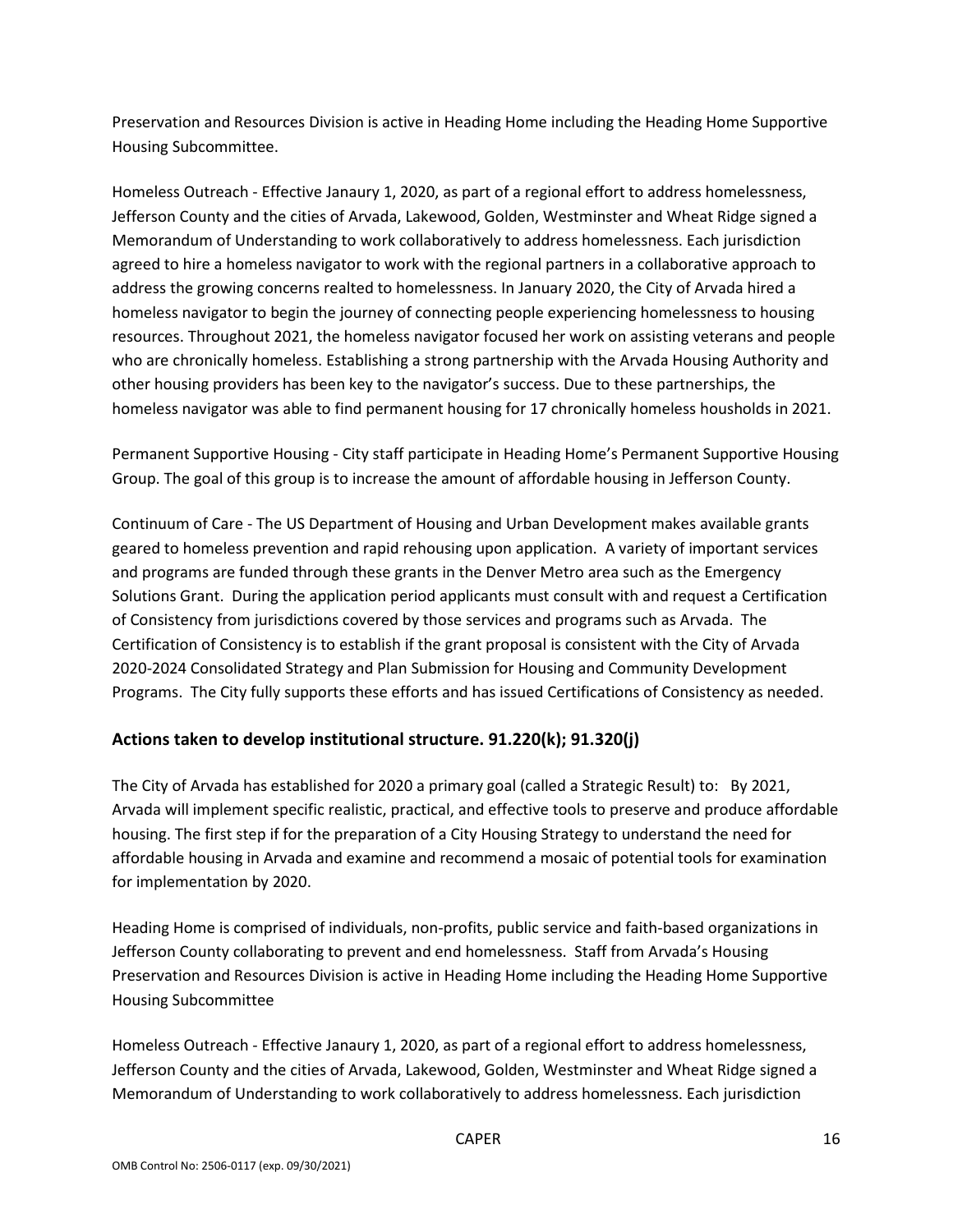Preservation and Resources Division is active in Heading Home including the Heading Home Supportive Housing Subcommittee.

Homeless Outreach - Effective Janaury 1, 2020, as part of a regional effort to address homelessness, Jefferson County and the cities of Arvada, Lakewood, Golden, Westminster and Wheat Ridge signed a Memorandum of Understanding to work collaboratively to address homelessness. Each jurisdiction agreed to hire a homeless navigator to work with the regional partners in a collaborative approach to address the growing concerns realted to homelessness. In January 2020, the City of Arvada hired a homeless navigator to begin the journey of connecting people experiencing homelessness to housing resources. Throughout 2021, the homeless navigator focused her work on assisting veterans and people who are chronically homeless. Establishing a strong partnership with the Arvada Housing Authority and other housing providers has been key to the navigator's success. Due to these partnerships, the homeless navigator was able to find permanent housing for 17 chronically homeless housholds in 2021.

Permanent Supportive Housing - City staff participate in Heading Home's Permanent Supportive Housing Group. The goal of this group is to increase the amount of affordable housing in Jefferson County.

Continuum of Care - The US Department of Housing and Urban Development makes available grants geared to homeless prevention and rapid rehousing upon application. A variety of important services and programs are funded through these grants in the Denver Metro area such as the Emergency Solutions Grant. During the application period applicants must consult with and request a Certification of Consistency from jurisdictions covered by those services and programs such as Arvada. The Certification of Consistency is to establish if the grant proposal is consistent with the City of Arvada 2020-2024 Consolidated Strategy and Plan Submission for Housing and Community Development Programs. The City fully supports these efforts and has issued Certifications of Consistency as needed.

## Actions taken to develop institutional structure. 91.220(k); 91.320(j)

The City of Arvada has established for 2020 a primary goal (called a Strategic Result) to: By 2021, Arvada will implement specific realistic, practical, and effective tools to preserve and produce affordable housing. The first step if for the preparation of a City Housing Strategy to understand the need for affordable housing in Arvada and examine and recommend a mosaic of potential tools for examination for implementation by 2020.

Heading Home is comprised of individuals, non-profits, public service and faith-based organizations in Jefferson County collaborating to prevent and end homelessness. Staff from Arvada's Housing Preservation and Resources Division is active in Heading Home including the Heading Home Supportive Housing Subcommittee

Homeless Outreach - Effective Janaury 1, 2020, as part of a regional effort to address homelessness, Jefferson County and the cities of Arvada, Lakewood, Golden, Westminster and Wheat Ridge signed a Memorandum of Understanding to work collaboratively to address homelessness. Each jurisdiction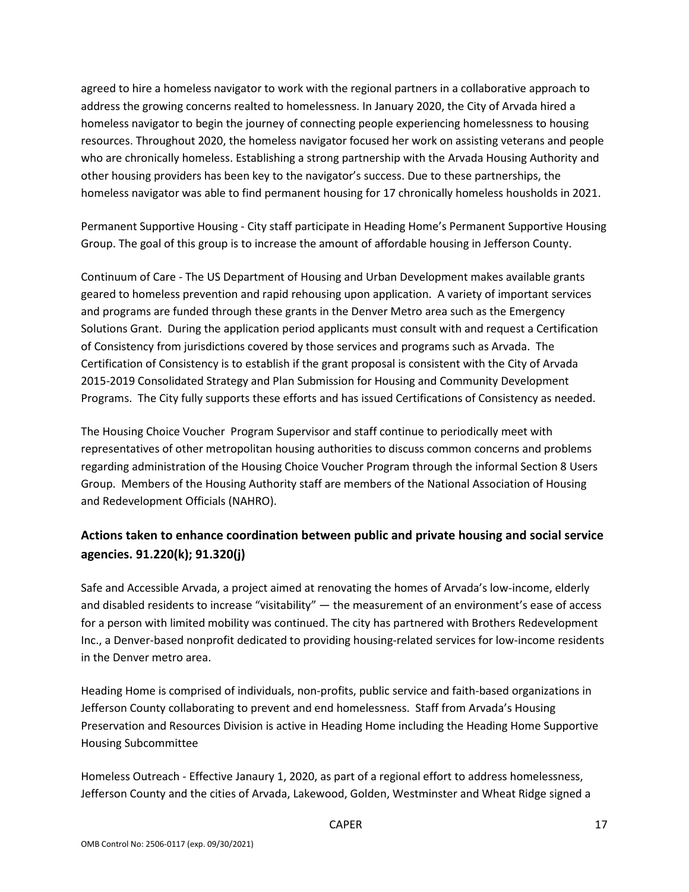agreed to hire a homeless navigator to work with the regional partners in a collaborative approach to address the growing concerns realted to homelessness. In January 2020, the City of Arvada hired a homeless navigator to begin the journey of connecting people experiencing homelessness to housing resources. Throughout 2020, the homeless navigator focused her work on assisting veterans and people who are chronically homeless. Establishing a strong partnership with the Arvada Housing Authority and other housing providers has been key to the navigator's success. Due to these partnerships, the homeless navigator was able to find permanent housing for 17 chronically homeless housholds in 2021.

Permanent Supportive Housing - City staff participate in Heading Home's Permanent Supportive Housing Group. The goal of this group is to increase the amount of affordable housing in Jefferson County.

Continuum of Care - The US Department of Housing and Urban Development makes available grants geared to homeless prevention and rapid rehousing upon application. A variety of important services and programs are funded through these grants in the Denver Metro area such as the Emergency Solutions Grant. During the application period applicants must consult with and request a Certification of Consistency from jurisdictions covered by those services and programs such as Arvada. The Certification of Consistency is to establish if the grant proposal is consistent with the City of Arvada 2015-2019 Consolidated Strategy and Plan Submission for Housing and Community Development Programs. The City fully supports these efforts and has issued Certifications of Consistency as needed.

The Housing Choice Voucher Program Supervisor and staff continue to periodically meet with representatives of other metropolitan housing authorities to discuss common concerns and problems regarding administration of the Housing Choice Voucher Program through the informal Section 8 Users Group. Members of the Housing Authority staff are members of the National Association of Housing and Redevelopment Officials (NAHRO).

## Actions taken to enhance coordination between public and private housing and social service agencies. 91.220(k); 91.320(j)

Safe and Accessible Arvada, a project aimed at renovating the homes of Arvada's low-income, elderly and disabled residents to increase "visitability" — the measurement of an environment's ease of access for a person with limited mobility was continued. The city has partnered with Brothers Redevelopment Inc., a Denver-based nonprofit dedicated to providing housing-related services for low-income residents in the Denver metro area.

Heading Home is comprised of individuals, non-profits, public service and faith-based organizations in Jefferson County collaborating to prevent and end homelessness. Staff from Arvada's Housing Preservation and Resources Division is active in Heading Home including the Heading Home Supportive Housing Subcommittee

Homeless Outreach - Effective Janaury 1, 2020, as part of a regional effort to address homelessness, Jefferson County and the cities of Arvada, Lakewood, Golden, Westminster and Wheat Ridge signed a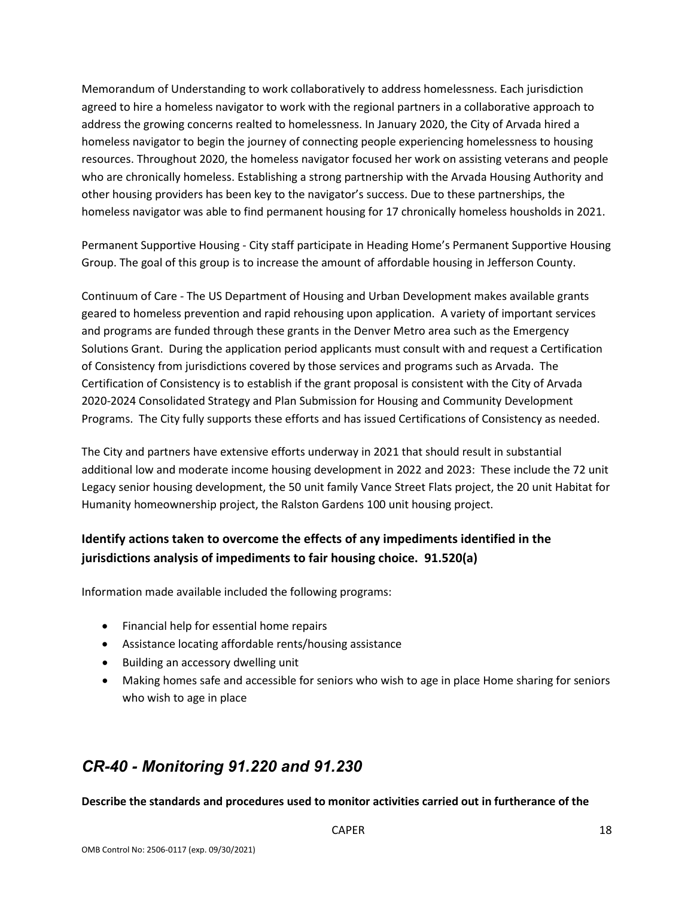Memorandum of Understanding to work collaboratively to address homelessness. Each jurisdiction agreed to hire a homeless navigator to work with the regional partners in a collaborative approach to address the growing concerns realted to homelessness. In January 2020, the City of Arvada hired a homeless navigator to begin the journey of connecting people experiencing homelessness to housing resources. Throughout 2020, the homeless navigator focused her work on assisting veterans and people who are chronically homeless. Establishing a strong partnership with the Arvada Housing Authority and other housing providers has been key to the navigator's success. Due to these partnerships, the homeless navigator was able to find permanent housing for 17 chronically homeless housholds in 2021.

Permanent Supportive Housing - City staff participate in Heading Home's Permanent Supportive Housing Group. The goal of this group is to increase the amount of affordable housing in Jefferson County.

Continuum of Care - The US Department of Housing and Urban Development makes available grants geared to homeless prevention and rapid rehousing upon application. A variety of important services and programs are funded through these grants in the Denver Metro area such as the Emergency Solutions Grant. During the application period applicants must consult with and request a Certification of Consistency from jurisdictions covered by those services and programs such as Arvada. The Certification of Consistency is to establish if the grant proposal is consistent with the City of Arvada 2020-2024 Consolidated Strategy and Plan Submission for Housing and Community Development Programs. The City fully supports these efforts and has issued Certifications of Consistency as needed.

The City and partners have extensive efforts underway in 2021 that should result in substantial additional low and moderate income housing development in 2022 and 2023: These include the 72 unit Legacy senior housing development, the 50 unit family Vance Street Flats project, the 20 unit Habitat for Humanity homeownership project, the Ralston Gardens 100 unit housing project.

### Identify actions taken to overcome the effects of any impediments identified in the jurisdictions analysis of impediments to fair housing choice. 91.520(a)

Information made available included the following programs:

- Financial help for essential home repairs
- Assistance locating affordable rents/housing assistance
- Building an accessory dwelling unit
- Making homes safe and accessible for seniors who wish to age in place Home sharing for seniors who wish to age in place

## *CR-40 - Monitoring 91.220 and 91.230*

**Describe the standards and procedures used to monitor activities carried out in furtherance of the**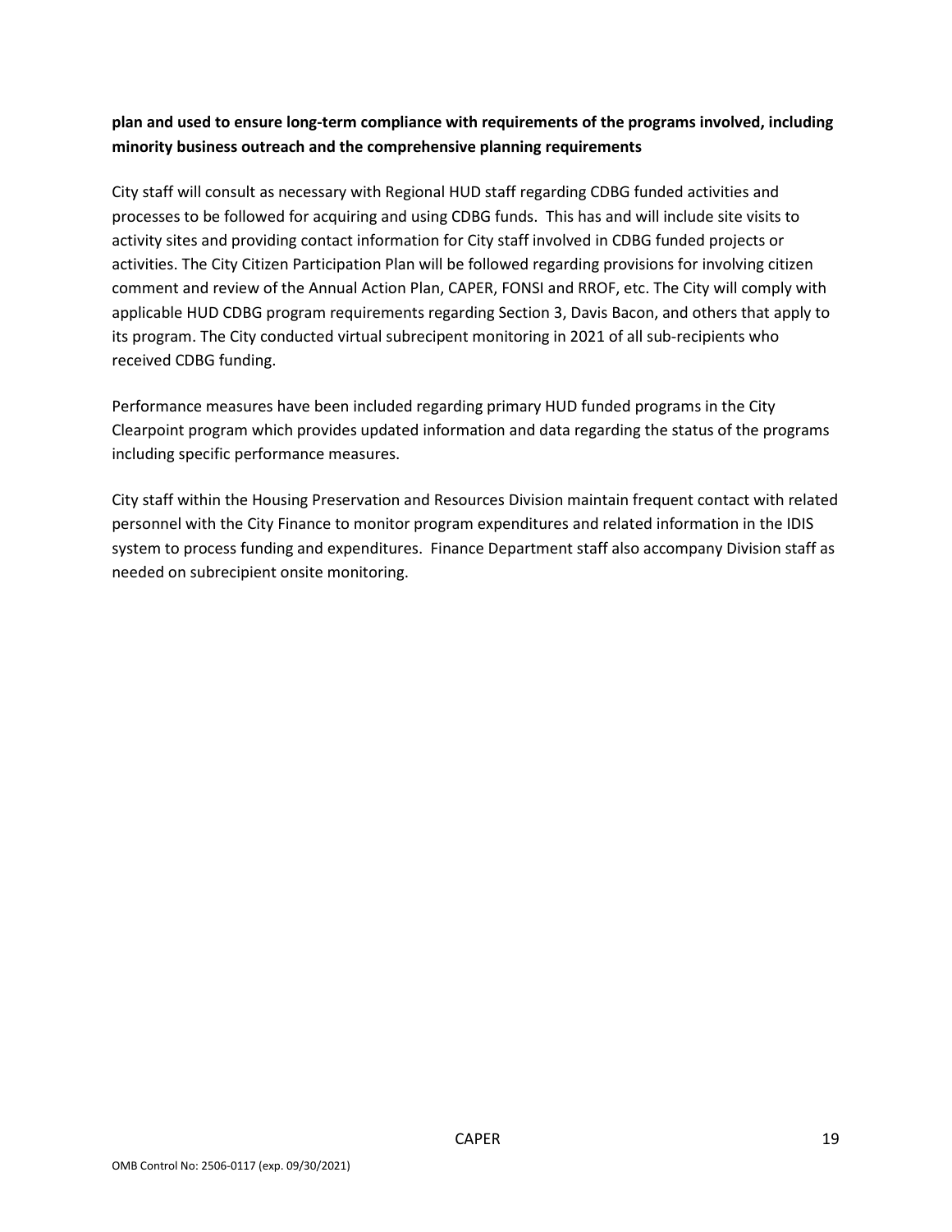**plan and used to ensure long-term compliance with requirements of the programs involved, including minority business outreach and the comprehensive planning requirements**

City staff will consult as necessary with Regional HUD staff regarding CDBG funded activities and processes to be followed for acquiring and using CDBG funds. This has and will include site visits to activity sites and providing contact information for City staff involved in CDBG funded projects or activities. The City Citizen Participation Plan will be followed regarding provisions for involving citizen comment and review of the Annual Action Plan, CAPER, FONSI and RROF, etc. The City will comply with applicable HUD CDBG program requirements regarding Section 3, Davis Bacon, and others that apply to its program. The City conducted virtual subrecipent monitoring in 2021 of all sub-recipients who received CDBG funding.

Performance measures have been included regarding primary HUD funded programs in the City Clearpoint program which provides updated information and data regarding the status of the programs including specific performance measures.

City staff within the Housing Preservation and Resources Division maintain frequent contact with related personnel with the City Finance to monitor program expenditures and related information in the IDIS system to process funding and expenditures. Finance Department staff also accompany Division staff as needed on subrecipient onsite monitoring.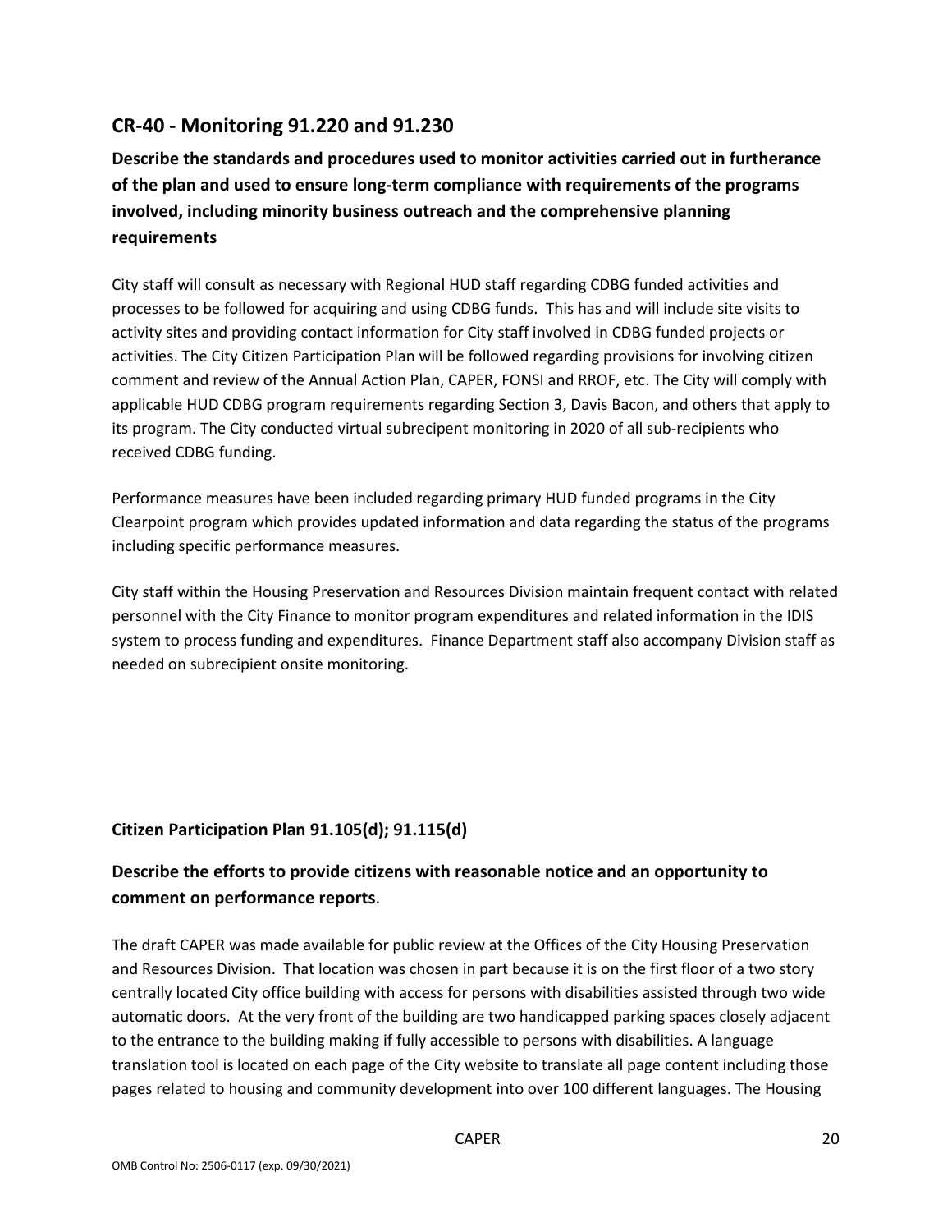## CR-40 - Monitoring 91.220 and 91.230

### Describe the standards and procedures used to monitor activities carried out in furtherance of the plan and used to ensure long-term compliance with requirements of the programs involved, including minority business outreach and the comprehensive planning requirements

City staff will consult as necessary with Regional HUD staff regarding CDBG funded activities and processes to be followed for acquiring and using CDBG funds. This has and will include site visits to activity sites and providing contact information for City staff involved in CDBG funded projects or activities. The City Citizen Participation Plan will be followed regarding provisions for involving citizen comment and review of the Annual Action Plan, CAPER, FONSI and RROF, etc. The City will comply with applicable HUD CDBG program requirements regarding Section 3, Davis Bacon, and others that apply to its program. The City conducted virtual subrecipent monitoring in 2020 of all sub-recipients who received CDBG funding.

Performance measures have been included regarding primary HUD funded programs in the City Clearpoint program which provides updated information and data regarding the status of the programs including specific performance measures.

City staff within the Housing Preservation and Resources Division maintain frequent contact with related personnel with the City Finance to monitor program expenditures and related information in the IDIS system to process funding and expenditures. Finance Department staff also accompany Division staff as needed on subrecipient onsite monitoring.

### Citizen Participation Plan 91.105(d); 91.115(d)

### Describe the efforts to provide citizens with reasonable notice and an opportunity to comment on performance reports.

The draft CAPER was made available for public review at the Offices of the City Housing Preservation and Resources Division. That location was chosen in part because it is on the first floor of a two story centrally located City office building with access for persons with disabilities assisted through two wide automatic doors. At the very front of the building are two handicapped parking spaces closely adjacent to the entrance to the building making if fully accessible to persons with disabilities. A language translation tool is located on each page of the City website to translate all page content including those pages related to housing and community development into over 100 different languages. The Housing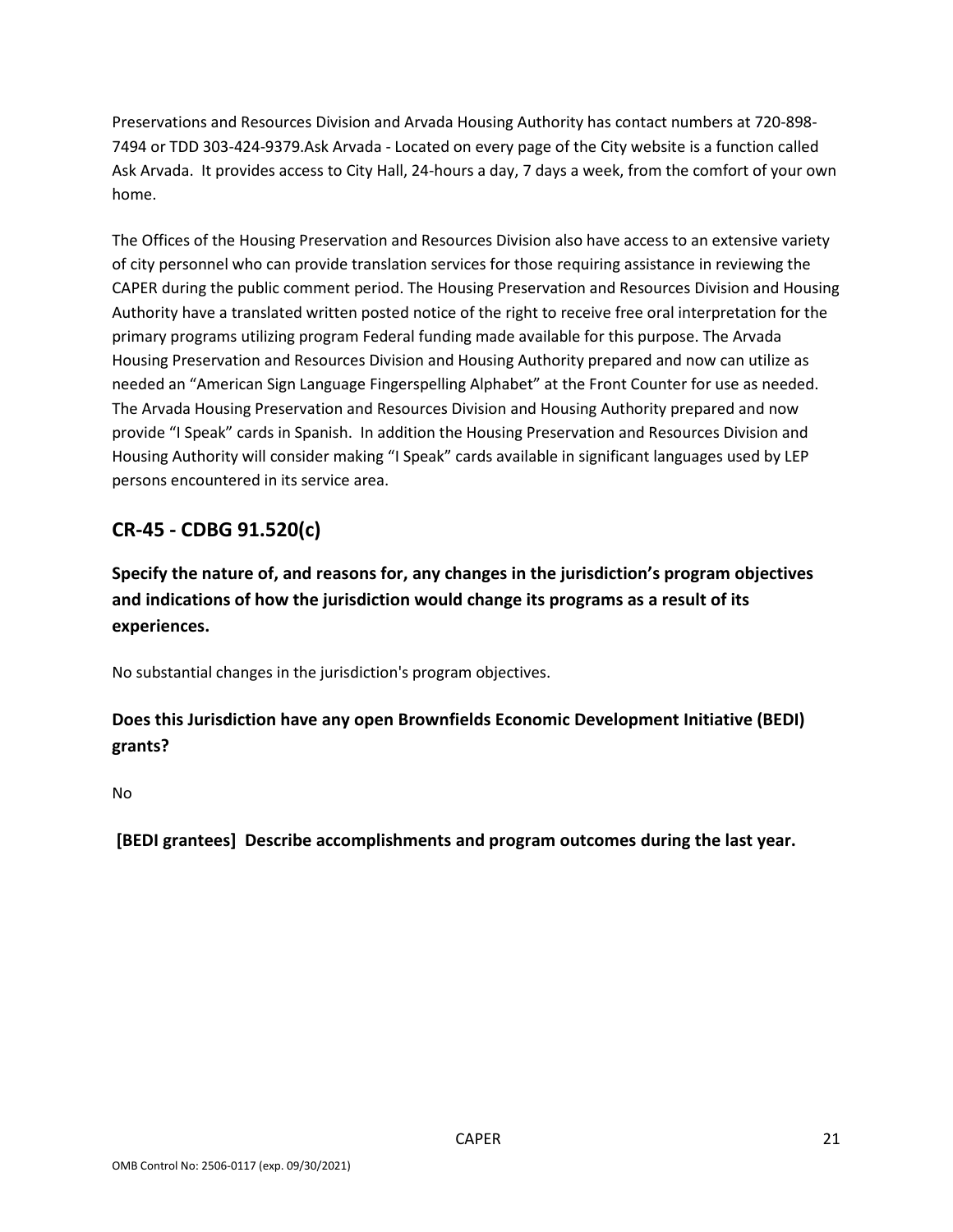Preservations and Resources Division and Arvada Housing Authority has contact numbers at 720-898-7494 or TDD 303-424-9379.Ask Arvada - Located on every page of the City website is a function called Ask Arvada.  It provides access to City Hall, 24-hours a day, 7 days a week, from the comfort of your own home.

The Offices of the Housing Preservation and Resources Division also have access to an extensive variety of city personnel who can provide translation services for those requiring assistance in reviewing the CAPER during the public comment period. The Housing Preservation and Resources Division and Housing Authority have a translated written posted notice of the right to receive free oral interpretation for the primary programs utilizing program Federal funding made available for this purpose. The Arvada Housing Preservation and Resources Division and Housing Authority prepared and now can utilize as needed an "American Sign Language Fingerspelling Alphabet" at the Front Counter for use as needed. The Arvada Housing Preservation and Resources Division and Housing Authority prepared and now provide "I Speak" cards in Spanish.  In addition the Housing Preservation and Resources Division and Housing Authority will consider making "I Speak" cards available in significant languages used by LEP persons encountered in its service area.

## CR-45 - CDBG 91.520(c)

### Specify the nature of, and reasons for, any changes in the jurisdiction's program objectives and indications of how the jurisdiction would change its programs as a result of its experiences.

No substantial changes in the jurisdiction's program objectives.

### Does this Jurisdiction have any open Brownfields Economic Development Initiative (BEDI) grants?

No

### [BEDI grantees]  Describe accomplishments and program outcomes during the last year.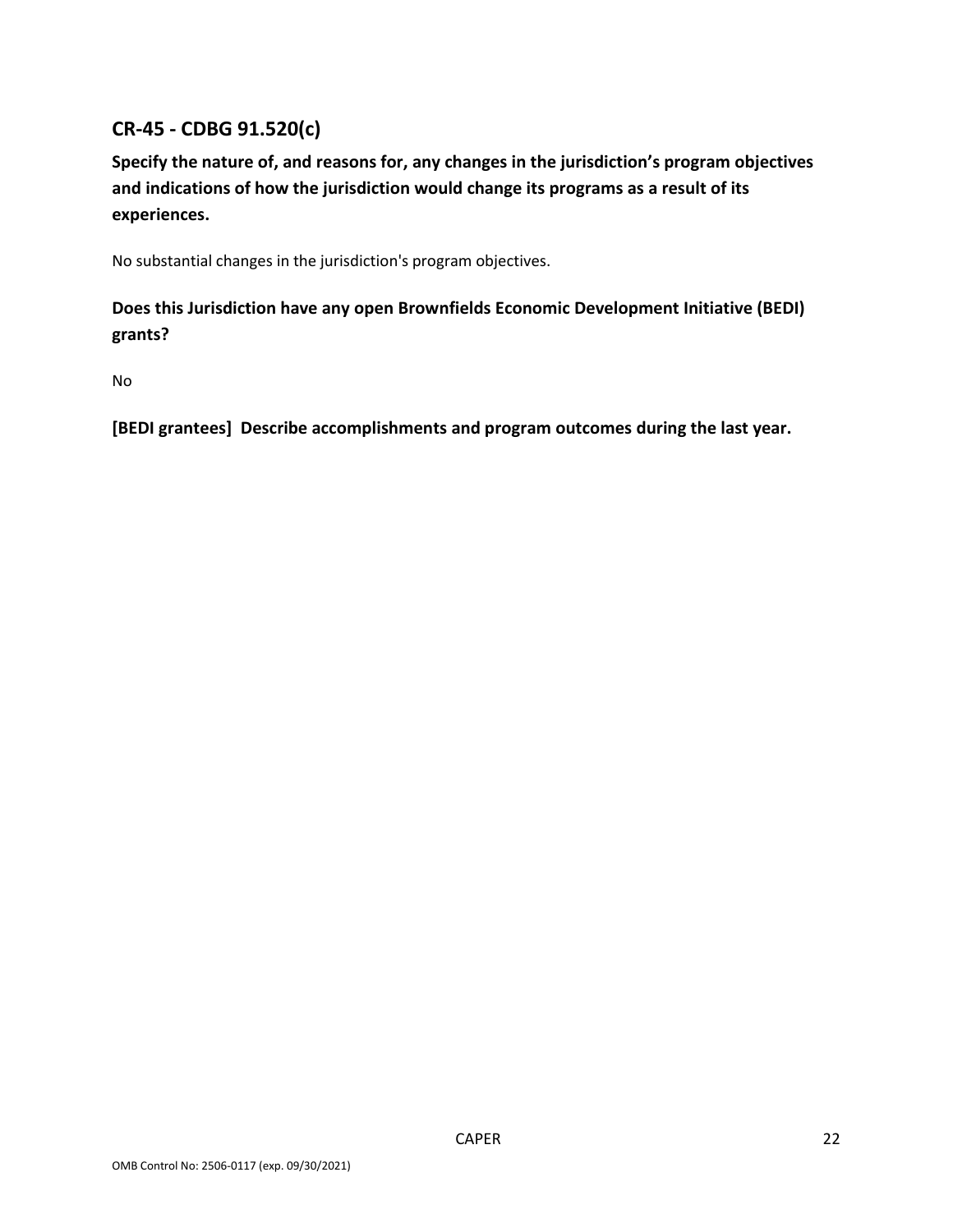## CR-45 - CDBG 91.520(c)

**Specify the nature of, and reasons for, any changes in the jurisdiction's program objectives and indications of how the jurisdiction would change its programs as a result of its experiences.**

No substantial changes in the jurisdiction's program objectives.

**Does this Jurisdiction have any open Brownfields Economic Development Initiative (BEDI) grants?**

No

**[BEDI grantees] Describe accomplishments and program outcomes during the last year.**